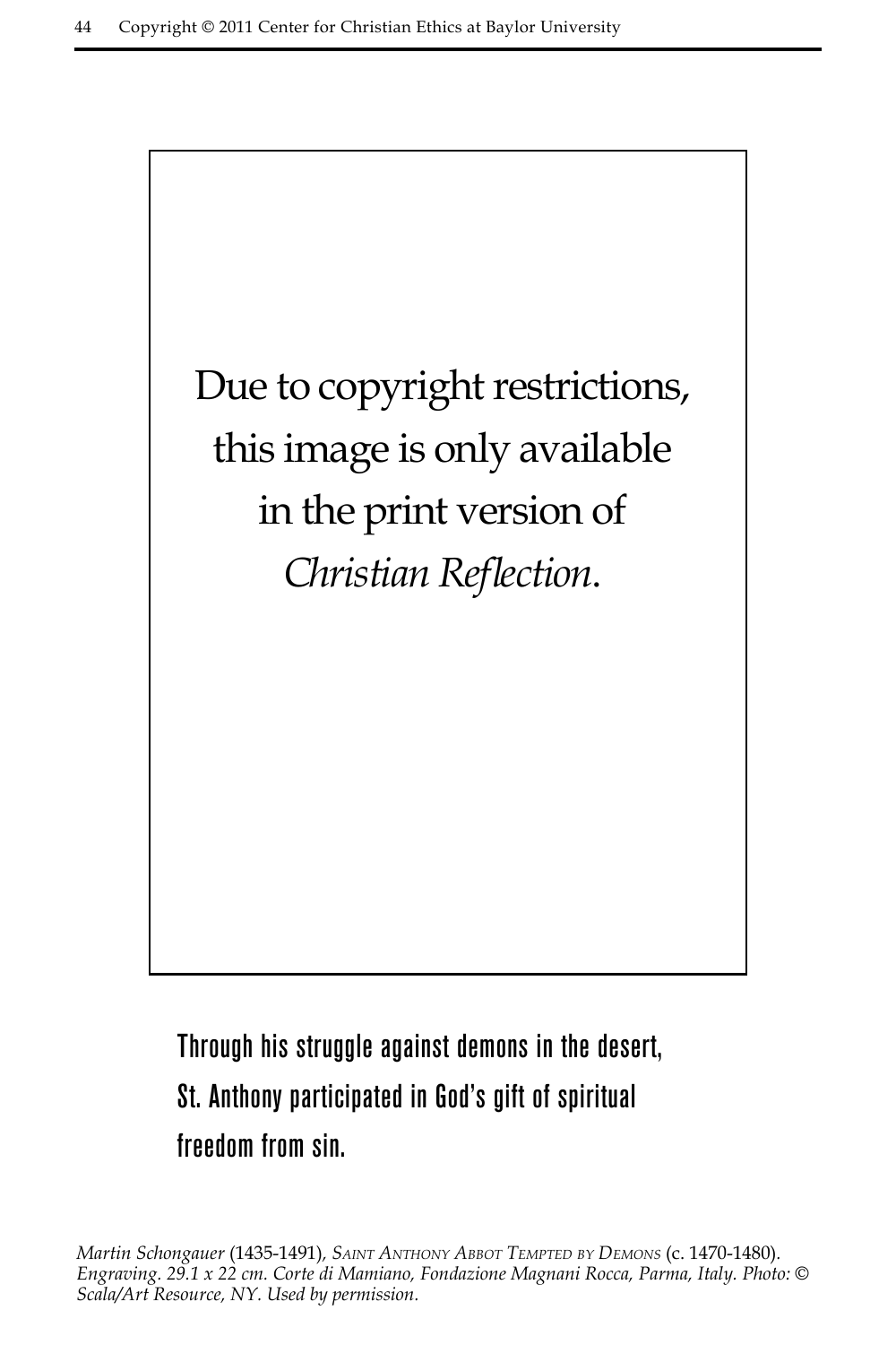Due to copyright restrictions, this image is only available in the print version of *Christian Reflection*.

**Through his struggle against demons in the desert, St. Anthony participated in God's gift of spiritual freedom from sin.**

*Martin Schongauer* (1435-1491), *SAINT ANTHONY ABBOT TEMPTED BY DEMONS* (c. 1470-1480). *Engraving. 29.1 x 22 cm. Corte di Mamiano, Fondazione Magnani Rocca, Parma, Italy. Photo: © Scala/Art Resource, NY. Used by permission.*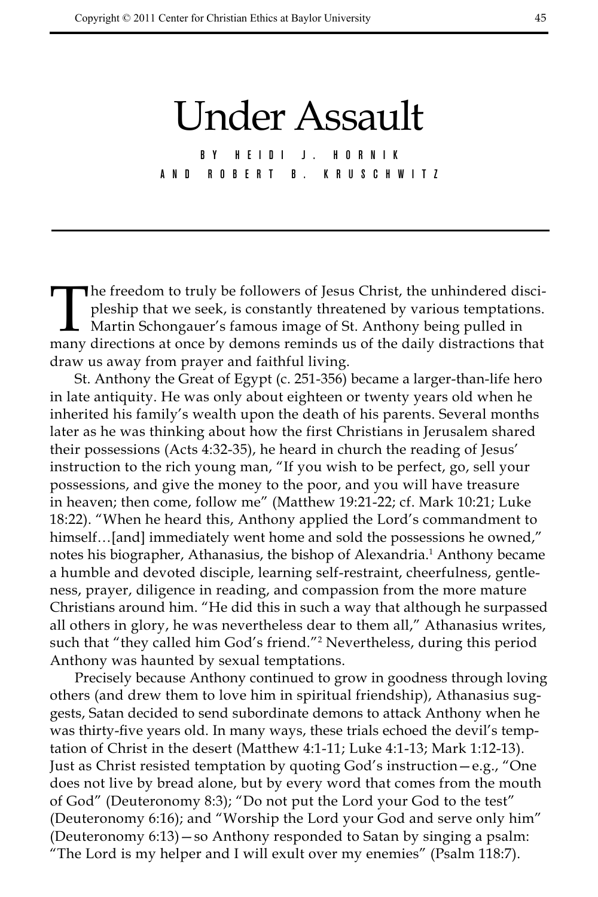# Under Assault

BY HEIDI J. HORNIK
AND ROBERT B. KRUSCHWITZ

The freedom to truly be followers of Jesus Christ, the unhindered discipleship that we seek, is constantly threatened by various temptations. Martin Schongauer's famous image of St. Anthony being pulled in many directions at once by demons reminds us of the daily distractions that draw us away from prayer and faithful living.

St. Anthony the Great of Egypt (c. 251-356) became a larger-than-life hero in late antiquity. He was only about eighteen or twenty years old when he inherited his family's wealth upon the death of his parents. Several months later as he was thinking about how the first Christians in Jerusalem shared their possessions (Acts 4:32-35), he heard in church the reading of Jesus' instruction to the rich young man, "If you wish to be perfect, go, sell your possessions, and give the money to the poor, and you will have treasure in heaven; then come, follow me" (Matthew 19:21-22; cf. Mark 10:21; Luke 18:22). "When he heard this, Anthony applied the Lord's commandment to himself…[and] immediately went home and sold the possessions he owned," notes his biographer, Athanasius, the bishop of Alexandria.[1] Anthony became a humble and devoted disciple, learning self-restraint, cheerfulness, gentleness, prayer, diligence in reading, and compassion from the more mature Christians around him. "He did this in such a way that although he surpassed all others in glory, he was nevertheless dear to them all," Athanasius writes, such that "they called him God's friend."[2] Nevertheless, during this period Anthony was haunted by sexual temptations.

Precisely because Anthony continued to grow in goodness through loving others (and drew them to love him in spiritual friendship), Athanasius suggests, Satan decided to send subordinate demons to attack Anthony when he was thirty-five years old. In many ways, these trials echoed the devil's temptation of Christ in the desert (Matthew 4:1-11; Luke 4:1-13; Mark 1:12-13). Just as Christ resisted temptation by quoting God's instruction—e.g., "One does not live by bread alone, but by every word that comes from the mouth of God" (Deuteronomy 8:3); "Do not put the Lord your God to the test" (Deuteronomy 6:16); and "Worship the Lord your God and serve only him" (Deuteronomy 6:13)—so Anthony responded to Satan by singing a psalm: "The Lord is my helper and I will exult over my enemies" (Psalm 118:7).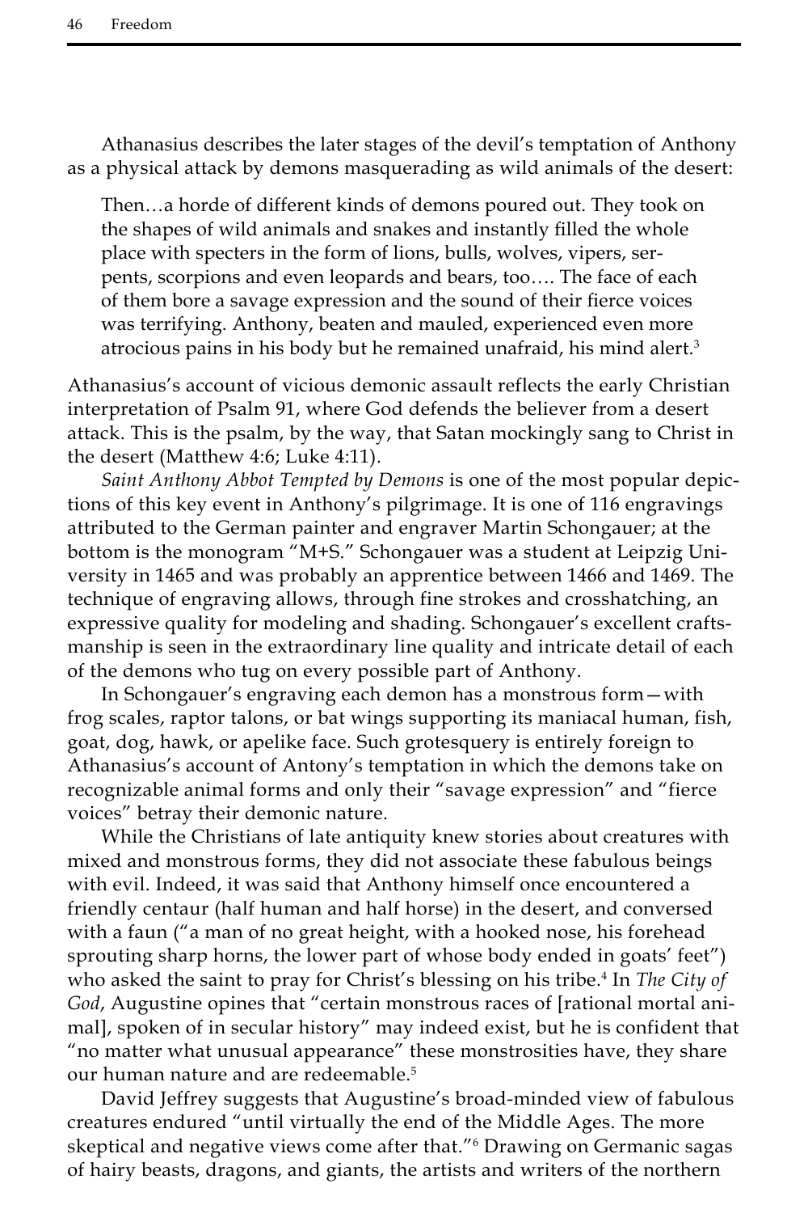Athanasius describes the later stages of the devil's temptation of Anthony as a physical attack by demons masquerading as wild animals of the desert:

> Then…a horde of different kinds of demons poured out. They took on the shapes of wild animals and snakes and instantly filled the whole place with specters in the form of lions, bulls, wolves, vipers, serpents, scorpions and even leopards and bears, too…. The face of each of them bore a savage expression and the sound of their fierce voices was terrifying. Anthony, beaten and mauled, experienced even more atrocious pains in his body but he remained unafraid, his mind alert.[3]

Athanasius's account of vicious demonic assault reflects the early Christian interpretation of Psalm 91, where God defends the believer from a desert attack. This is the psalm, by the way, that Satan mockingly sang to Christ in the desert (Matthew 4:6; Luke 4:11).

*Saint Anthony Abbot Tempted by Demons* is one of the most popular depictions of this key event in Anthony's pilgrimage. It is one of 116 engravings attributed to the German painter and engraver Martin Schongauer; at the bottom is the monogram "M+S." Schongauer was a student at Leipzig University in 1465 and was probably an apprentice between 1466 and 1469. The technique of engraving allows, through fine strokes and crosshatching, an expressive quality for modeling and shading. Schongauer's excellent craftsmanship is seen in the extraordinary line quality and intricate detail of each of the demons who tug on every possible part of Anthony.

In Schongauer's engraving each demon has a monstrous form—with frog scales, raptor talons, or bat wings supporting its maniacal human, fish, goat, dog, hawk, or apelike face. Such grotesquery is entirely foreign to Athanasius's account of Antony's temptation in which the demons take on recognizable animal forms and only their "savage expression" and "fierce voices" betray their demonic nature.

While the Christians of late antiquity knew stories about creatures with mixed and monstrous forms, they did not associate these fabulous beings with evil. Indeed, it was said that Anthony himself once encountered a friendly centaur (half human and half horse) in the desert, and conversed with a faun ("a man of no great height, with a hooked nose, his forehead sprouting sharp horns, the lower part of whose body ended in goats' feet") who asked the saint to pray for Christ's blessing on his tribe.[4] In *The City of God*, Augustine opines that "certain monstrous races of [rational mortal animal], spoken of in secular history" may indeed exist, but he is confident that "no matter what unusual appearance" these monstrosities have, they share our human nature and are redeemable.[5]

David Jeffrey suggests that Augustine's broad-minded view of fabulous creatures endured "until virtually the end of the Middle Ages. The more skeptical and negative views come after that."[6] Drawing on Germanic sagas of hairy beasts, dragons, and giants, the artists and writers of the northern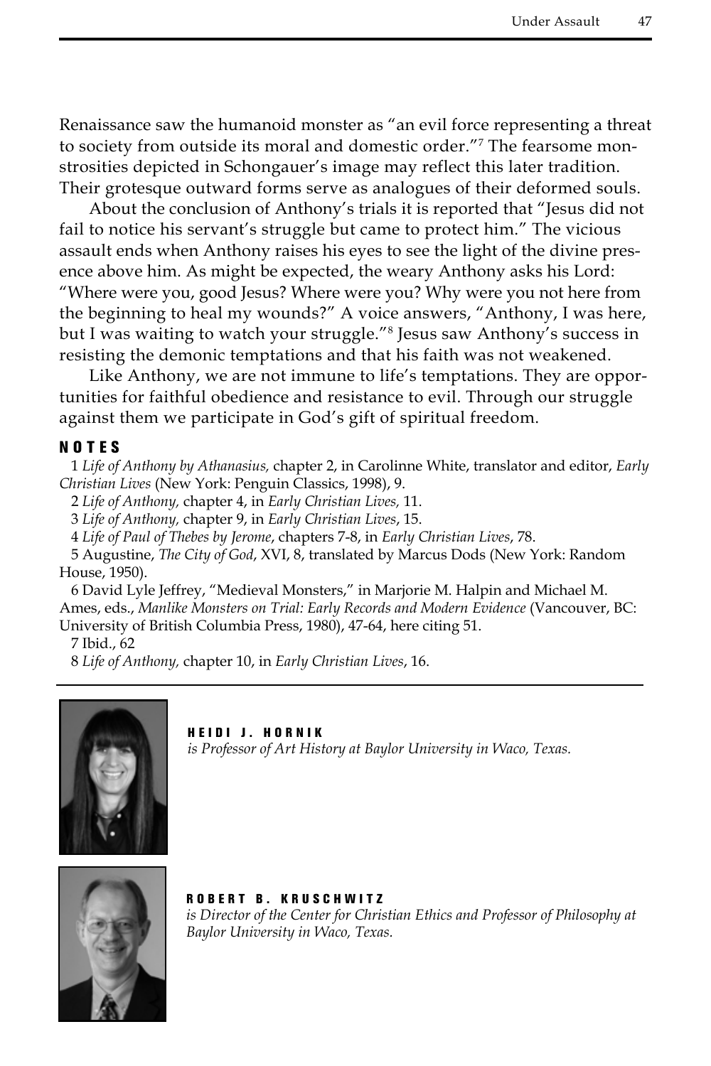Renaissance saw the humanoid monster as "an evil force representing a threat to society from outside its moral and domestic order."[7] The fearsome monstrosities depicted in Schongauer's image may reflect this later tradition. Their grotesque outward forms serve as analogues of their deformed souls.

About the conclusion of Anthony's trials it is reported that "Jesus did not fail to notice his servant's struggle but came to protect him." The vicious assault ends when Anthony raises his eyes to see the light of the divine presence above him. As might be expected, the weary Anthony asks his Lord: "Where were you, good Jesus? Where were you? Why were you not here from the beginning to heal my wounds?" A voice answers, "Anthony, I was here, but I was waiting to watch your struggle."[8] Jesus saw Anthony's success in resisting the demonic temptations and that his faith was not weakened.

Like Anthony, we are not immune to life's temptations. They are opportunities for faithful obedience and resistance to evil. Through our struggle against them we participate in God's gift of spiritual freedom.

## NOTES

1 *Life of Anthony by Athanasius,* chapter 2, in Carolinne White, translator and editor, *Early Christian Lives* (New York: Penguin Classics, 1998), 9.

2 *Life of Anthony,* chapter 4, in *Early Christian Lives,* 11.

3 *Life of Anthony,* chapter 9, in *Early Christian Lives*, 15.

4 *Life of Paul of Thebes by Jerome*, chapters 7-8, in *Early Christian Lives*, 78.

5 Augustine, *The City of God*, XVI, 8, translated by Marcus Dods (New York: Random House, 1950).

6 David Lyle Jeffrey, "Medieval Monsters," in Marjorie M. Halpin and Michael M. Ames, eds., *Manlike Monsters on Trial: Early Records and Modern Evidence* (Vancouver, BC: University of British Columbia Press, 1980), 47-64, here citing 51.

7 Ibid., 62

8 *Life of Anthony,* chapter 10, in *Early Christian Lives*, 16.

---

**HEIDI J. HORNIK**
*is Professor of Art History at Baylor University in Waco, Texas.*

**ROBERT B. KRUSCHWITZ**
*is Director of the Center for Christian Ethics and Professor of Philosophy at Baylor University in Waco, Texas.*